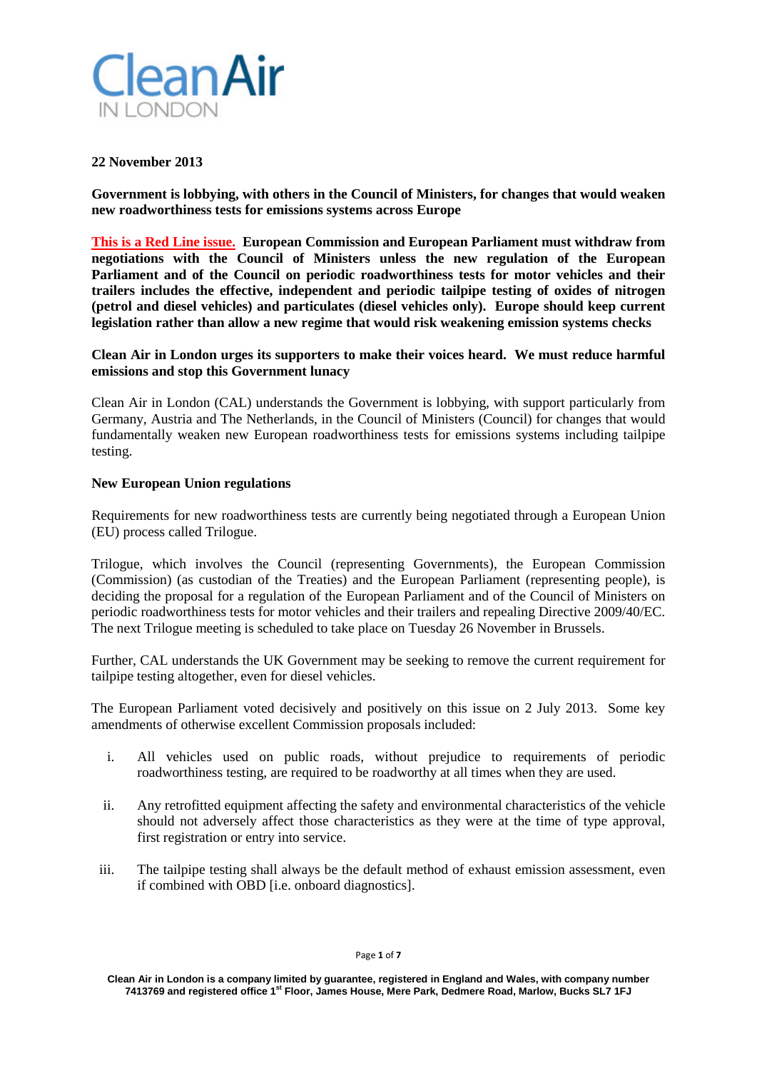Clean Air IN LONDON

**22 November 2013**

**Government is lobbying, with others in the Council of Ministers, for changes that would weaken new roadworthiness tests for emissions systems across Europe**

**This is a Red Line issue. European Commission and European Parliament must withdraw from negotiations with the Council of Ministers unless the new regulation of the European Parliament and of the Council on periodic roadworthiness tests for motor vehicles and their trailers includes the effective, independent and periodic tailpipe testing of oxides of nitrogen (petrol and diesel vehicles) and particulates (diesel vehicles only). Europe should keep current legislation rather than allow a new regime that would risk weakening emission systems checks**

**Clean Air in London urges its supporters to make their voices heard. We must reduce harmful emissions and stop this Government lunacy**

Clean Air in London (CAL) understands the Government is lobbying, with support particularly from Germany, Austria and The Netherlands, in the Council of Ministers (Council) for changes that would fundamentally weaken new European roadworthiness tests for emissions systems including tailpipe testing.

**New European Union regulations**

Requirements for new roadworthiness tests are currently being negotiated through a European Union (EU) process called Trilogue.

Trilogue, which involves the Council (representing Governments), the European Commission (Commission) (as custodian of the Treaties) and the European Parliament (representing people), is deciding the proposal for a regulation of the European Parliament and of the Council of Ministers on periodic roadworthiness tests for motor vehicles and their trailers and repealing Directive 2009/40/EC. The next Trilogue meeting is scheduled to take place on Tuesday 26 November in Brussels.

Further, CAL understands the UK Government may be seeking to remove the current requirement for tailpipe testing altogether, even for diesel vehicles.

The European Parliament voted decisively and positively on this issue on 2 July 2013. Some key amendments of otherwise excellent Commission proposals included:

i. All vehicles used on public roads, without prejudice to requirements of periodic roadworthiness testing, are required to be roadworthy at all times when they are used.

ii. Any retrofitted equipment affecting the safety and environmental characteristics of the vehicle should not adversely affect those characteristics as they were at the time of type approval, first registration or entry into service.

iii. The tailpipe testing shall always be the default method of exhaust emission assessment, even if combined with OBD [i.e. onboard diagnostics].

Clean Air in London is a company limited by guarantee, registered in England and Wales, with company number 7413769 and registered office 1st Floor, James House, Mere Park, Dedmere Road, Marlow, Bucks SL7 1FJ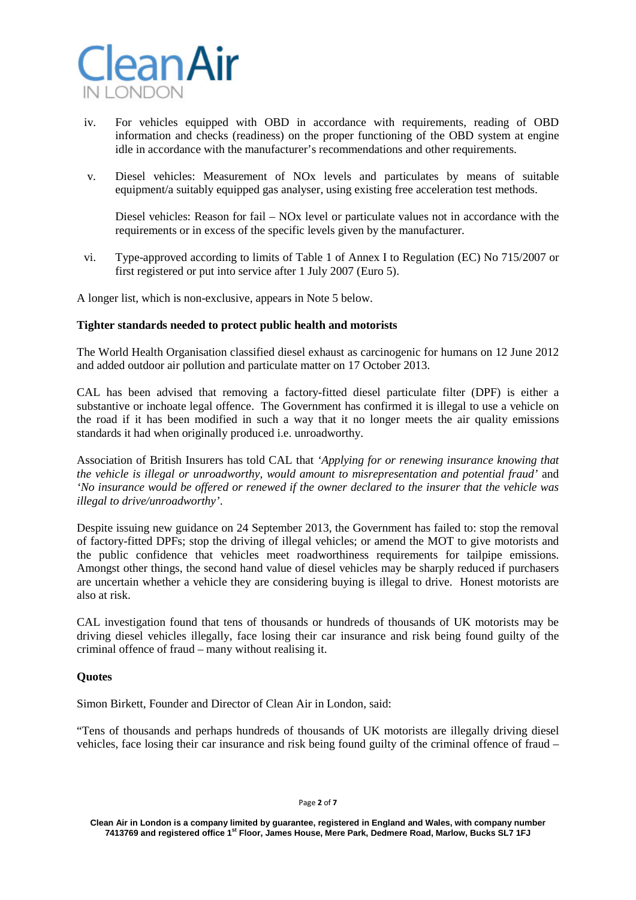iv. For vehicles equipped with OBD in accordance with requirements, reading of OBD information and checks (readiness) on the proper functioning of the OBD system at engine idle in accordance with the manufacturer's recommendations and other requirements.

v. Diesel vehicles: Measurement of NOx levels and particulates by means of suitable equipment/a suitably equipped gas analyser, using existing free acceleration test methods.

   Diesel vehicles: Reason for fail – NOx level or particulate values not in accordance with the requirements or in excess of the specific levels given by the manufacturer.

vi. Type-approved according to limits of Table 1 of Annex I to Regulation (EC) No 715/2007 or first registered or put into service after 1 July 2007 (Euro 5).

A longer list, which is non-exclusive, appears in Note 5 below.

**Tighter standards needed to protect public health and motorists**

The World Health Organisation classified diesel exhaust as carcinogenic for humans on 12 June 2012 and added outdoor air pollution and particulate matter on 17 October 2013.

CAL has been advised that removing a factory-fitted diesel particulate filter (DPF) is either a substantive or inchoate legal offence. The Government has confirmed it is illegal to use a vehicle on the road if it has been modified in such a way that it no longer meets the air quality emissions standards it had when originally produced i.e. unroadworthy.

Association of British Insurers has told CAL that *'Applying for or renewing insurance knowing that the vehicle is illegal or unroadworthy, would amount to misrepresentation and potential fraud'* and *'No insurance would be offered or renewed if the owner declared to the insurer that the vehicle was illegal to drive/unroadworthy'*.

Despite issuing new guidance on 24 September 2013, the Government has failed to: stop the removal of factory-fitted DPFs; stop the driving of illegal vehicles; or amend the MOT to give motorists and the public confidence that vehicles meet roadworthiness requirements for tailpipe emissions. Amongst other things, the second hand value of diesel vehicles may be sharply reduced if purchasers are uncertain whether a vehicle they are considering buying is illegal to drive. Honest motorists are also at risk.

CAL investigation found that tens of thousands or hundreds of thousands of UK motorists may be driving diesel vehicles illegally, face losing their car insurance and risk being found guilty of the criminal offence of fraud – many without realising it.

**Quotes**

Simon Birkett, Founder and Director of Clean Air in London, said:

"Tens of thousands and perhaps hundreds of thousands of UK motorists are illegally driving diesel vehicles, face losing their car insurance and risk being found guilty of the criminal offence of fraud –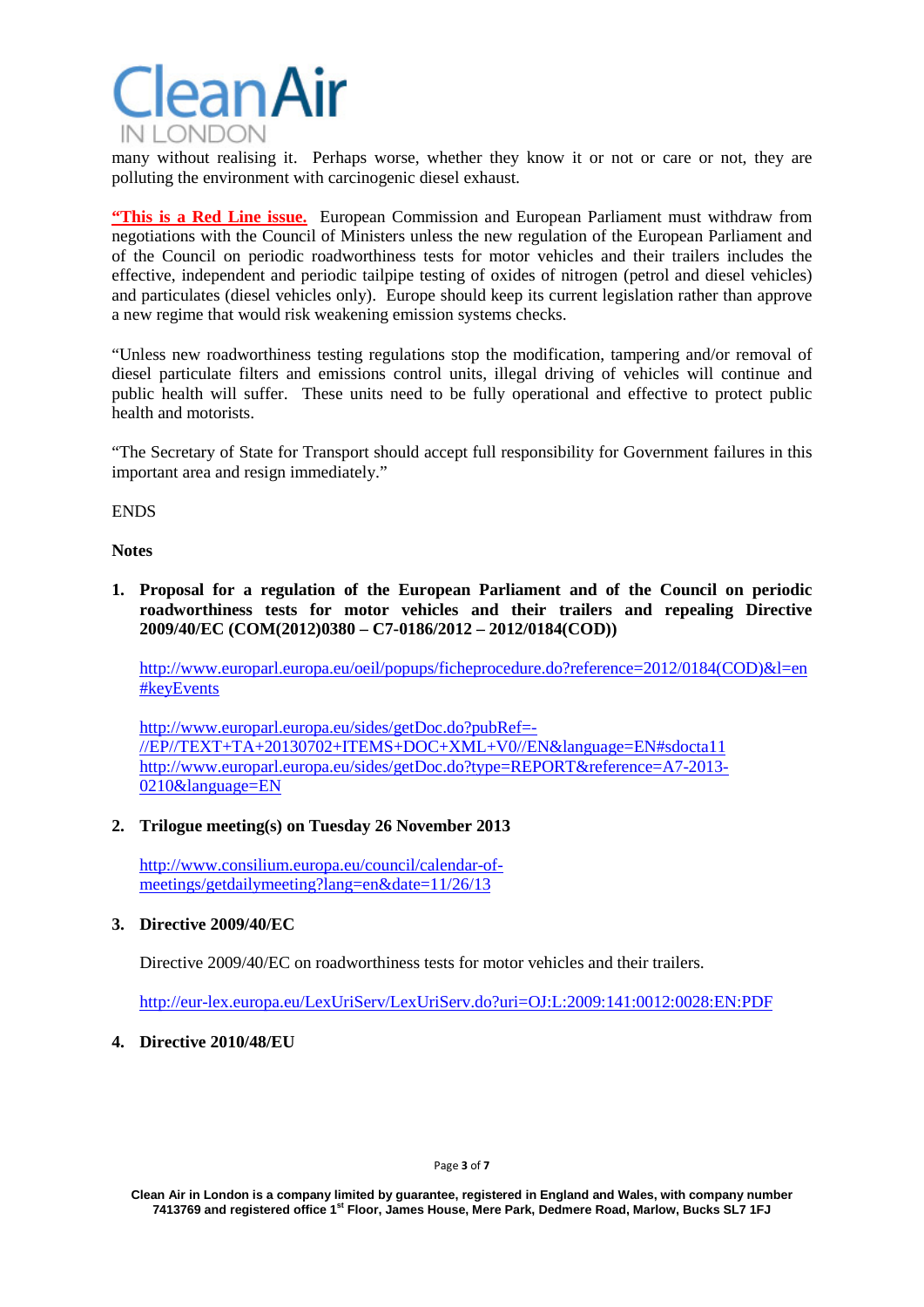many without realising it. Perhaps worse, whether they know it or not or care or not, they are polluting the environment with carcinogenic diesel exhaust.

**"This is a Red Line issue.** European Commission and European Parliament must withdraw from negotiations with the Council of Ministers unless the new regulation of the European Parliament and of the Council on periodic roadworthiness tests for motor vehicles and their trailers includes the effective, independent and periodic tailpipe testing of oxides of nitrogen (petrol and diesel vehicles) and particulates (diesel vehicles only). Europe should keep its current legislation rather than approve a new regime that would risk weakening emission systems checks.

"Unless new roadworthiness testing regulations stop the modification, tampering and/or removal of diesel particulate filters and emissions control units, illegal driving of vehicles will continue and public health will suffer. These units need to be fully operational and effective to protect public health and motorists.

"The Secretary of State for Transport should accept full responsibility for Government failures in this important area and resign immediately."

ENDS

**Notes**

1. **Proposal for a regulation of the European Parliament and of the Council on periodic roadworthiness tests for motor vehicles and their trailers and repealing Directive 2009/40/EC (COM(2012)0380 – C7-0186/2012 – 2012/0184(COD))**

   http://www.europarl.europa.eu/oeil/popups/ficheprocedure.do?reference=2012/0184(COD)&l=en#keyEvents

   http://www.europarl.europa.eu/sides/getDoc.do?pubRef=-//EP//TEXT+TA+20130702+ITEMS+DOC+XML+V0//EN&language=EN#sdocta11
   http://www.europarl.europa.eu/sides/getDoc.do?type=REPORT&reference=A7-2013-0210&language=EN

2. **Trilogue meeting(s) on Tuesday 26 November 2013**

   http://www.consilium.europa.eu/council/calendar-of-meetings/getdailymeeting?lang=en&date=11/26/13

3. **Directive 2009/40/EC**

   Directive 2009/40/EC on roadworthiness tests for motor vehicles and their trailers.

   http://eur-lex.europa.eu/LexUriServ/LexUriServ.do?uri=OJ:L:2009:141:0012:0028:EN:PDF

4. **Directive 2010/48/EU**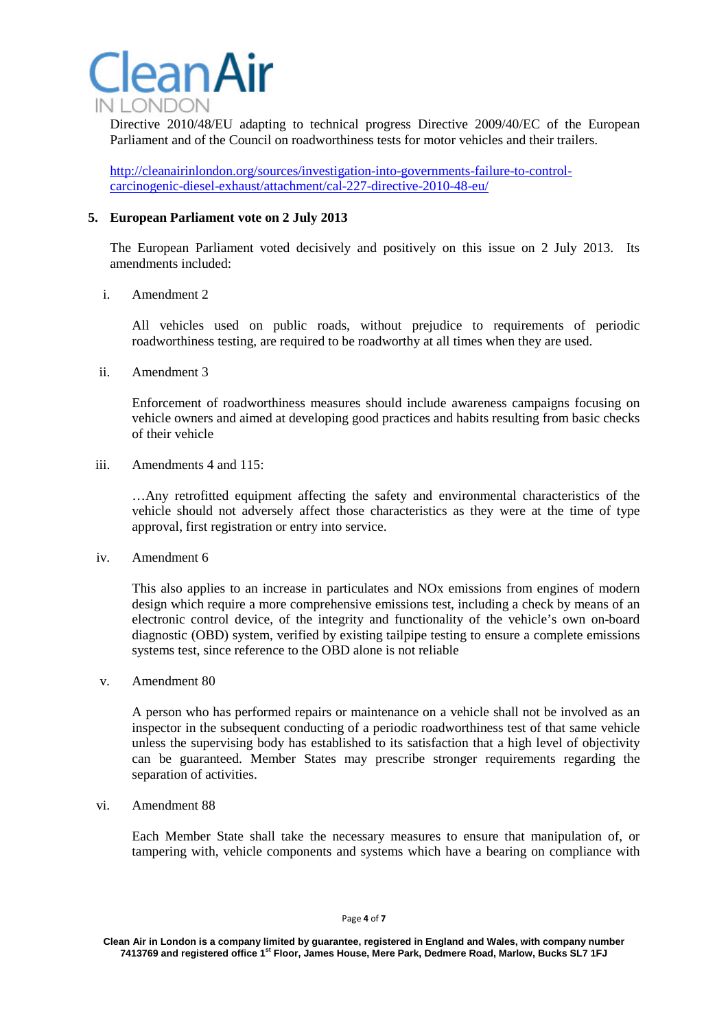Directive 2010/48/EU adapting to technical progress Directive 2009/40/EC of the European Parliament and of the Council on roadworthiness tests for motor vehicles and their trailers.

http://cleanairinlondon.org/sources/investigation-into-governments-failure-to-control-carcinogenic-diesel-exhaust/attachment/cal-227-directive-2010-48-eu/

**5. European Parliament vote on 2 July 2013**

The European Parliament voted decisively and positively on this issue on 2 July 2013. Its amendments included:

i. Amendment 2

All vehicles used on public roads, without prejudice to requirements of periodic roadworthiness testing, are required to be roadworthy at all times when they are used.

ii. Amendment 3

Enforcement of roadworthiness measures should include awareness campaigns focusing on vehicle owners and aimed at developing good practices and habits resulting from basic checks of their vehicle

iii. Amendments 4 and 115:

…Any retrofitted equipment affecting the safety and environmental characteristics of the vehicle should not adversely affect those characteristics as they were at the time of type approval, first registration or entry into service.

iv. Amendment 6

This also applies to an increase in particulates and NOx emissions from engines of modern design which require a more comprehensive emissions test, including a check by means of an electronic control device, of the integrity and functionality of the vehicle's own on-board diagnostic (OBD) system, verified by existing tailpipe testing to ensure a complete emissions systems test, since reference to the OBD alone is not reliable

v. Amendment 80

A person who has performed repairs or maintenance on a vehicle shall not be involved as an inspector in the subsequent conducting of a periodic roadworthiness test of that same vehicle unless the supervising body has established to its satisfaction that a high level of objectivity can be guaranteed. Member States may prescribe stronger requirements regarding the separation of activities.

vi. Amendment 88

Each Member State shall take the necessary measures to ensure that manipulation of, or tampering with, vehicle components and systems which have a bearing on compliance with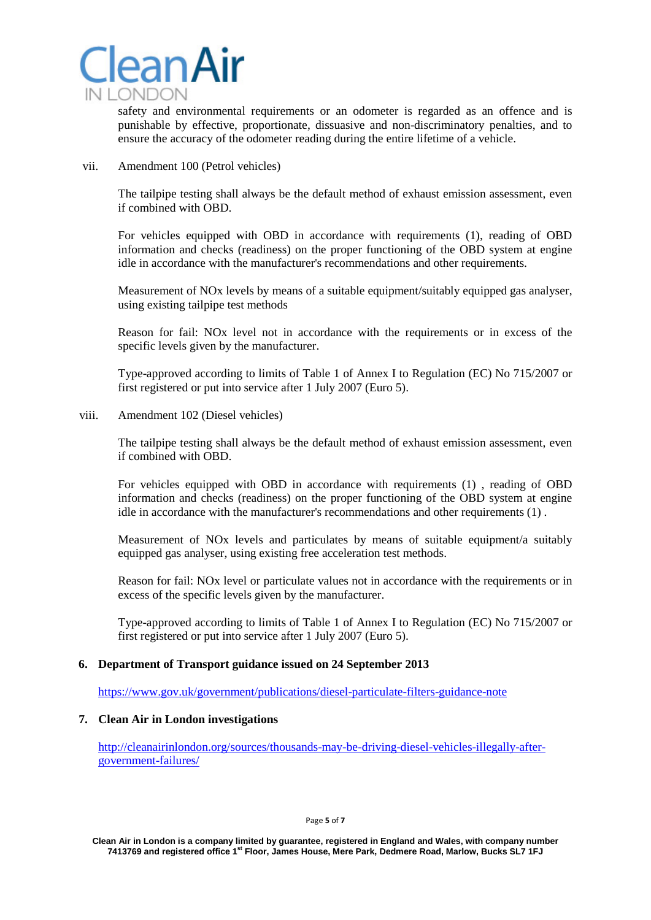safety and environmental requirements or an odometer is regarded as an offence and is punishable by effective, proportionate, dissuasive and non-discriminatory penalties, and to ensure the accuracy of the odometer reading during the entire lifetime of a vehicle.

vii. Amendment 100 (Petrol vehicles)

The tailpipe testing shall always be the default method of exhaust emission assessment, even if combined with OBD.

For vehicles equipped with OBD in accordance with requirements (1), reading of OBD information and checks (readiness) on the proper functioning of the OBD system at engine idle in accordance with the manufacturer's recommendations and other requirements.

Measurement of NOx levels by means of a suitable equipment/suitably equipped gas analyser, using existing tailpipe test methods

Reason for fail: NOx level not in accordance with the requirements or in excess of the specific levels given by the manufacturer.

Type-approved according to limits of Table 1 of Annex I to Regulation (EC) No 715/2007 or first registered or put into service after 1 July 2007 (Euro 5).

viii. Amendment 102 (Diesel vehicles)

The tailpipe testing shall always be the default method of exhaust emission assessment, even if combined with OBD.

For vehicles equipped with OBD in accordance with requirements (1) , reading of OBD information and checks (readiness) on the proper functioning of the OBD system at engine idle in accordance with the manufacturer's recommendations and other requirements (1) .

Measurement of NOx levels and particulates by means of suitable equipment/a suitably equipped gas analyser, using existing free acceleration test methods.

Reason for fail: NOx level or particulate values not in accordance with the requirements or in excess of the specific levels given by the manufacturer.

Type-approved according to limits of Table 1 of Annex I to Regulation (EC) No 715/2007 or first registered or put into service after 1 July 2007 (Euro 5).

## 6. Department of Transport guidance issued on 24 September 2013

https://www.gov.uk/government/publications/diesel-particulate-filters-guidance-note

## 7. Clean Air in London investigations

http://cleanairinlondon.org/sources/thousands-may-be-driving-diesel-vehicles-illegally-after-government-failures/

Clean Air in London is a company limited by guarantee, registered in England and Wales, with company number 7413769 and registered office 1st Floor, James House, Mere Park, Dedmere Road, Marlow, Bucks SL7 1FJ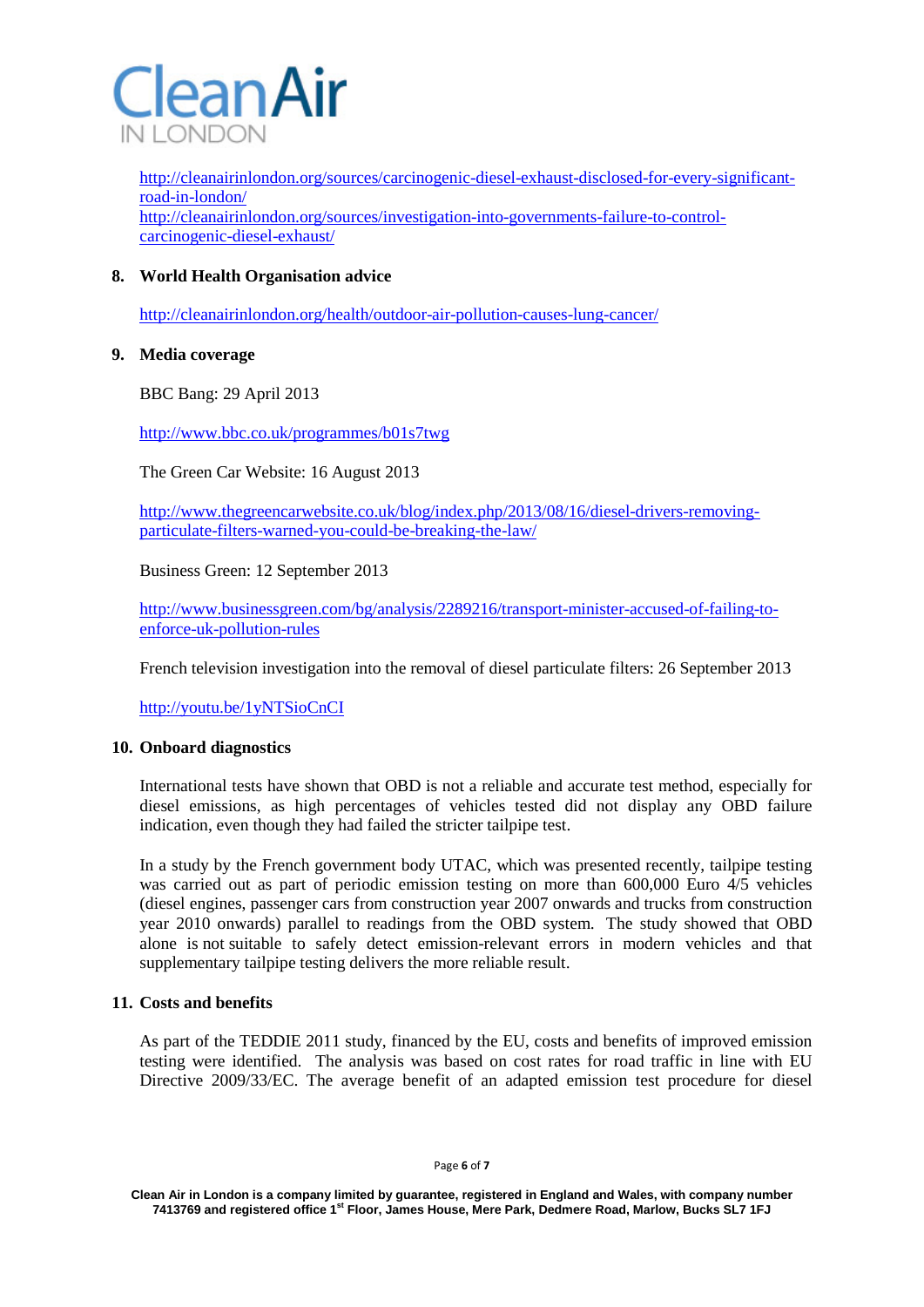http://cleanairinlondon.org/sources/carcinogenic-diesel-exhaust-disclosed-for-every-significant-road-in-london/
http://cleanairinlondon.org/sources/investigation-into-governments-failure-to-control-carcinogenic-diesel-exhaust/

**8. World Health Organisation advice**

http://cleanairinlondon.org/health/outdoor-air-pollution-causes-lung-cancer/

**9. Media coverage**

BBC Bang: 29 April 2013

http://www.bbc.co.uk/programmes/b01s7twg

The Green Car Website: 16 August 2013

http://www.thegreencarwebsite.co.uk/blog/index.php/2013/08/16/diesel-drivers-removing-particulate-filters-warned-you-could-be-breaking-the-law/

Business Green: 12 September 2013

http://www.businessgreen.com/bg/analysis/2289216/transport-minister-accused-of-failing-to-enforce-uk-pollution-rules

French television investigation into the removal of diesel particulate filters: 26 September 2013

http://youtu.be/1yNTSioCnCI

**10. Onboard diagnostics**

International tests have shown that OBD is not a reliable and accurate test method, especially for diesel emissions, as high percentages of vehicles tested did not display any OBD failure indication, even though they had failed the stricter tailpipe test.

In a study by the French government body UTAC, which was presented recently, tailpipe testing was carried out as part of periodic emission testing on more than 600,000 Euro 4/5 vehicles (diesel engines, passenger cars from construction year 2007 onwards and trucks from construction year 2010 onwards) parallel to readings from the OBD system. The study showed that OBD alone is not suitable to safely detect emission-relevant errors in modern vehicles and that supplementary tailpipe testing delivers the more reliable result.

**11. Costs and benefits**

As part of the TEDDIE 2011 study, financed by the EU, costs and benefits of improved emission testing were identified. The analysis was based on cost rates for road traffic in line with EU Directive 2009/33/EC. The average benefit of an adapted emission test procedure for diesel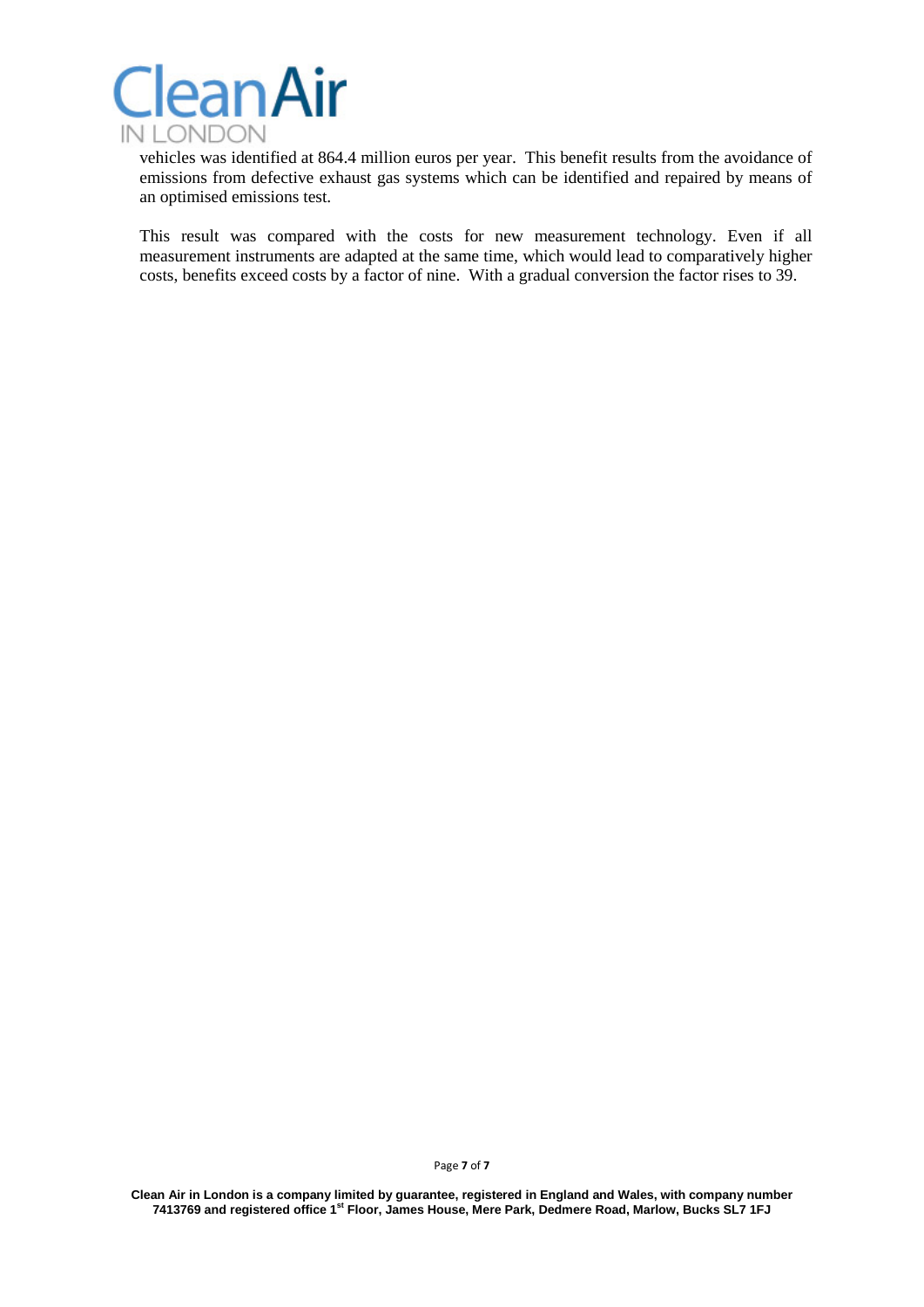vehicles was identified at 864.4 million euros per year. This benefit results from the avoidance of emissions from defective exhaust gas systems which can be identified and repaired by means of an optimised emissions test.

This result was compared with the costs for new measurement technology. Even if all measurement instruments are adapted at the same time, which would lead to comparatively higher costs, benefits exceed costs by a factor of nine. With a gradual conversion the factor rises to 39.